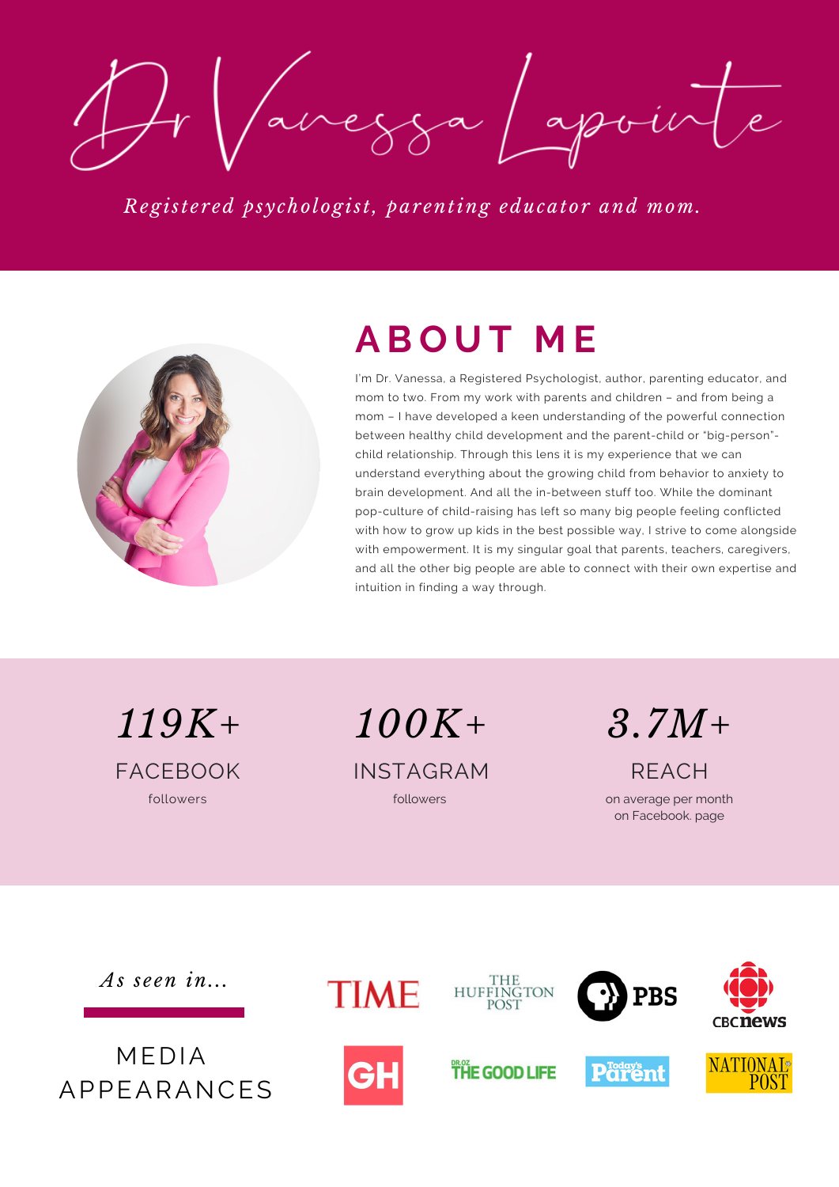# Dr Vanessa Lapointe

*Registered psychologist, parenting educator and mom.*

## ABOUT ME

I'm Dr. Vanessa, a Registered Psychologist, author, parenting educator, and mom to two. From my work with parents and children – and from being a mom – I have developed a keen understanding of the powerful connection between healthy child development and the parent-child or "big-person"-child relationship. Through this lens it is my experience that we can understand everything about the growing child from behavior to anxiety to brain development. And all the in-between stuff too. While the dominant pop-culture of child-raising has left so many big people feeling conflicted with how to grow up kids in the best possible way, I strive to come alongside with empowerment. It is my singular goal that parents, teachers, caregivers, and all the other big people are able to connect with their own expertise and intuition in finding a way through.

*119K+*
FACEBOOK
followers

*100K+*
INSTAGRAM
followers

*3.7M+*
REACH
on average per month on Facebook. page

*As seen in...*

MEDIA APPEARANCES

TIME · THE HUFFINGTON POST · PBS · CBC news · GH · DR.OZ THE GOOD LIFE · Today's Parent · NATIONAL POST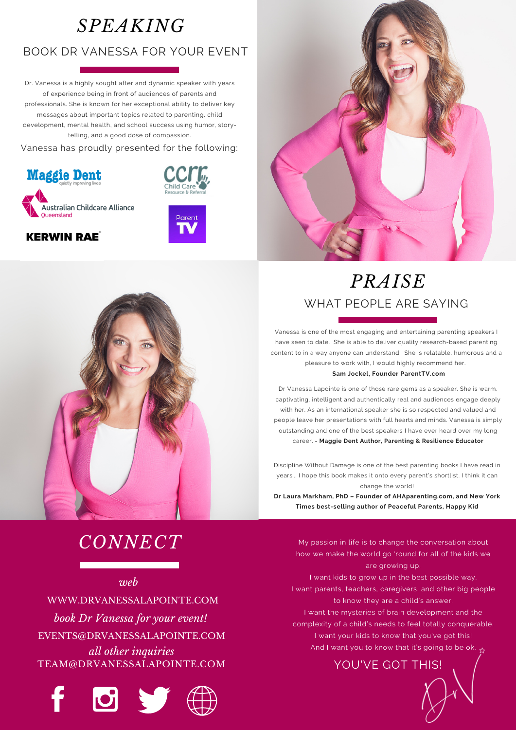# *SPEAKING*

## BOOK DR VANESSA FOR YOUR EVENT

Dr. Vanessa is a highly sought after and dynamic speaker with years of experience being in front of audiences of parents and professionals. She is known for her exceptional ability to deliver key messages about important topics related to parenting, child development, mental health, and school success using humor, story-telling, and a good dose of compassion.

Vanessa has proudly presented for the following:

Maggie Dent quietly improving lives

CCRR Child Care Resource & Referral

Australian Childcare Alliance Queensland

Parent TV

KERWIN RAE

# *PRAISE*

## WHAT PEOPLE ARE SAYING

Vanessa is one of the most engaging and entertaining parenting speakers I have seen to date. She is able to deliver quality research-based parenting content to in a way anyone can understand. She is relatable, humorous and a pleasure to work with, I would highly recommend her.
- **Sam Jockel, Founder ParentTV.com**

Dr Vanessa Lapointe is one of those rare gems as a speaker. She is warm, captivating, intelligent and authentically real and audiences engage deeply with her. As an international speaker she is so respected and valued and people leave her presentations with full hearts and minds. Vanessa is simply outstanding and one of the best speakers I have ever heard over my long career. **- Maggie Dent Author, Parenting & Resilience Educator**

Discipline Without Damage is one of the best parenting books I have read in years... I hope this book makes it onto every parent's shortlist. I think it can change the world!
**Dr Laura Markham, PhD – Founder of AHAparenting.com, and New York Times best-selling author of Peaceful Parents, Happy Kid**

# *CONNECT*

*web*
WWW.DRVANESSALAPOINTE.COM

*book Dr Vanessa for your event!*
EVENTS@DRVANESSALAPOINTE.COM

*all other inquiries*
TEAM@DRVANESSALAPOINTE.COM

My passion in life is to change the conversation about how we make the world go 'round for all of the kids we are growing up.
I want kids to grow up in the best possible way.
I want parents, teachers, caregivers, and other big people to know they are a child's answer.
I want the mysteries of brain development and the complexity of a child's needs to feel totally conquerable.
I want your kids to know that you've got this!
And I want you to know that it's going to be ok.

YOU'VE GOT THIS!

Dr V